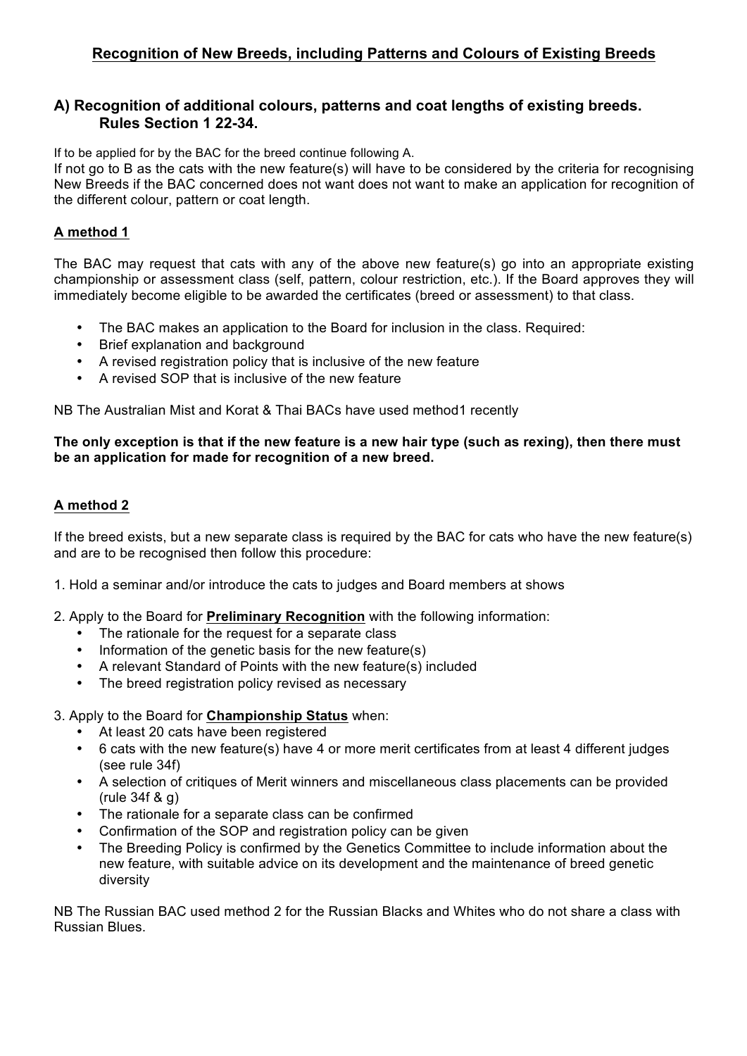# Recognition of New Breeds, including Patterns and Colours of Existing Breeds

## A) Recognition of additional colours, patterns and coat lengths of existing breeds. Rules Section 1 22-34.

If to be applied for by the BAC for the breed continue following A.

If not go to B as the cats with the new feature(s) will have to be considered by the criteria for recognising New Breeds if the BAC concerned does not want does not want to make an application for recognition of the different colour, pattern or coat length.

### A method 1

The BAC may request that cats with any of the above new feature(s) go into an appropriate existing championship or assessment class (self, pattern, colour restriction, etc.). If the Board approves they will immediately become eligible to be awarded the certificates (breed or assessment) to that class.

- The BAC makes an application to the Board for inclusion in the class. Required:
- Brief explanation and background
- A revised registration policy that is inclusive of the new feature
- A revised SOP that is inclusive of the new feature

NB The Australian Mist and Korat & Thai BACs have used method1 recently

**The only exception is that if the new feature is a new hair type (such as rexing), then there must be an application for made for recognition of a new breed.**

### A method 2

If the breed exists, but a new separate class is required by the BAC for cats who have the new feature(s) and are to be recognised then follow this procedure:

1. Hold a seminar and/or introduce the cats to judges and Board members at shows

2. Apply to the Board for **Preliminary Recognition** with the following information:
   - The rationale for the request for a separate class
   - Information of the genetic basis for the new feature(s)
   - A relevant Standard of Points with the new feature(s) included
   - The breed registration policy revised as necessary

3. Apply to the Board for **Championship Status** when:
   - At least 20 cats have been registered
   - 6 cats with the new feature(s) have 4 or more merit certificates from at least 4 different judges (see rule 34f)
   - A selection of critiques of Merit winners and miscellaneous class placements can be provided (rule 34f & g)
   - The rationale for a separate class can be confirmed
   - Confirmation of the SOP and registration policy can be given
   - The Breeding Policy is confirmed by the Genetics Committee to include information about the new feature, with suitable advice on its development and the maintenance of breed genetic diversity

NB The Russian BAC used method 2 for the Russian Blacks and Whites who do not share a class with Russian Blues.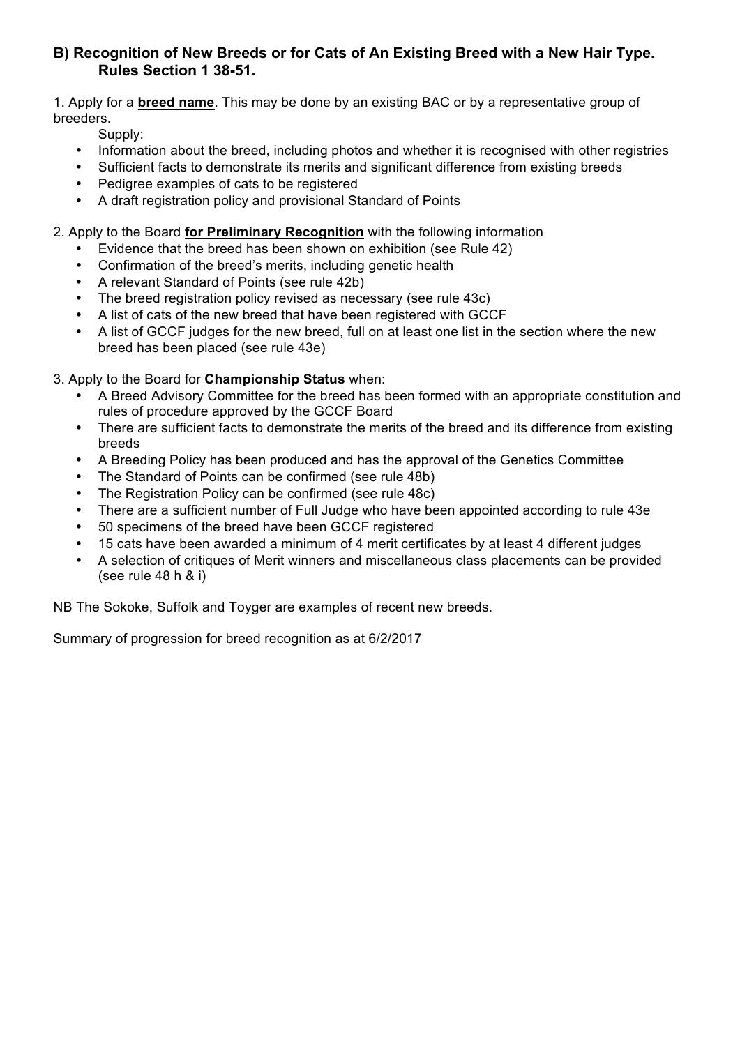## B) Recognition of New Breeds or for Cats of An Existing Breed with a New Hair Type. Rules Section 1 38-51.

1. Apply for a **breed name**. This may be done by an existing BAC or by a representative group of breeders.

   Supply:

   - Information about the breed, including photos and whether it is recognised with other registries
   - Sufficient facts to demonstrate its merits and significant difference from existing breeds
   - Pedigree examples of cats to be registered
   - A draft registration policy and provisional Standard of Points

2. Apply to the Board **for Preliminary Recognition** with the following information

   - Evidence that the breed has been shown on exhibition (see Rule 42)
   - Confirmation of the breed's merits, including genetic health
   - A relevant Standard of Points (see rule 42b)
   - The breed registration policy revised as necessary (see rule 43c)
   - A list of cats of the new breed that have been registered with GCCF
   - A list of GCCF judges for the new breed, full on at least one list in the section where the new breed has been placed (see rule 43e)

3. Apply to the Board for **Championship Status** when:

   - A Breed Advisory Committee for the breed has been formed with an appropriate constitution and rules of procedure approved by the GCCF Board
   - There are sufficient facts to demonstrate the merits of the breed and its difference from existing breeds
   - A Breeding Policy has been produced and has the approval of the Genetics Committee
   - The Standard of Points can be confirmed (see rule 48b)
   - The Registration Policy can be confirmed (see rule 48c)
   - There are a sufficient number of Full Judge who have been appointed according to rule 43e
   - 50 specimens of the breed have been GCCF registered
   - 15 cats have been awarded a minimum of 4 merit certificates by at least 4 different judges
   - A selection of critiques of Merit winners and miscellaneous class placements can be provided (see rule 48 h & i)

NB The Sokoke, Suffolk and Toyger are examples of recent new breeds.

Summary of progression for breed recognition as at 6/2/2017